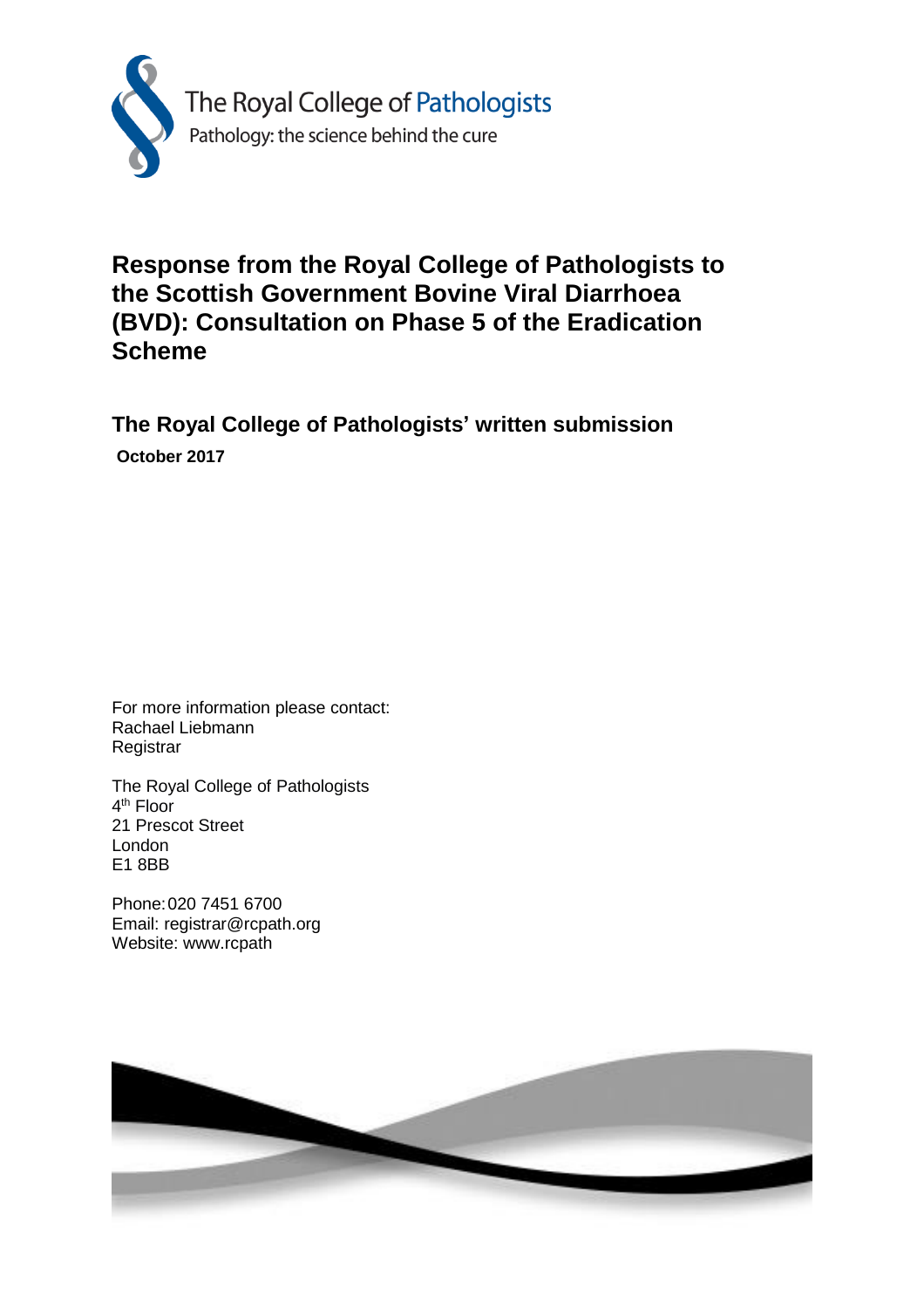The Royal College of Pathologists

Pathology: the science behind the cure

# Response from the Royal College of Pathologists to the Scottish Government Bovine Viral Diarrhoea (BVD): Consultation on Phase 5 of the Eradication Scheme

## The Royal College of Pathologists' written submission

**October 2017**

For more information please contact:
Rachael Liebmann
Registrar

The Royal College of Pathologists
4th Floor
21 Prescot Street
London
E1 8BB

Phone: 020 7451 6700
Email: registrar@rcpath.org
Website: www.rcpath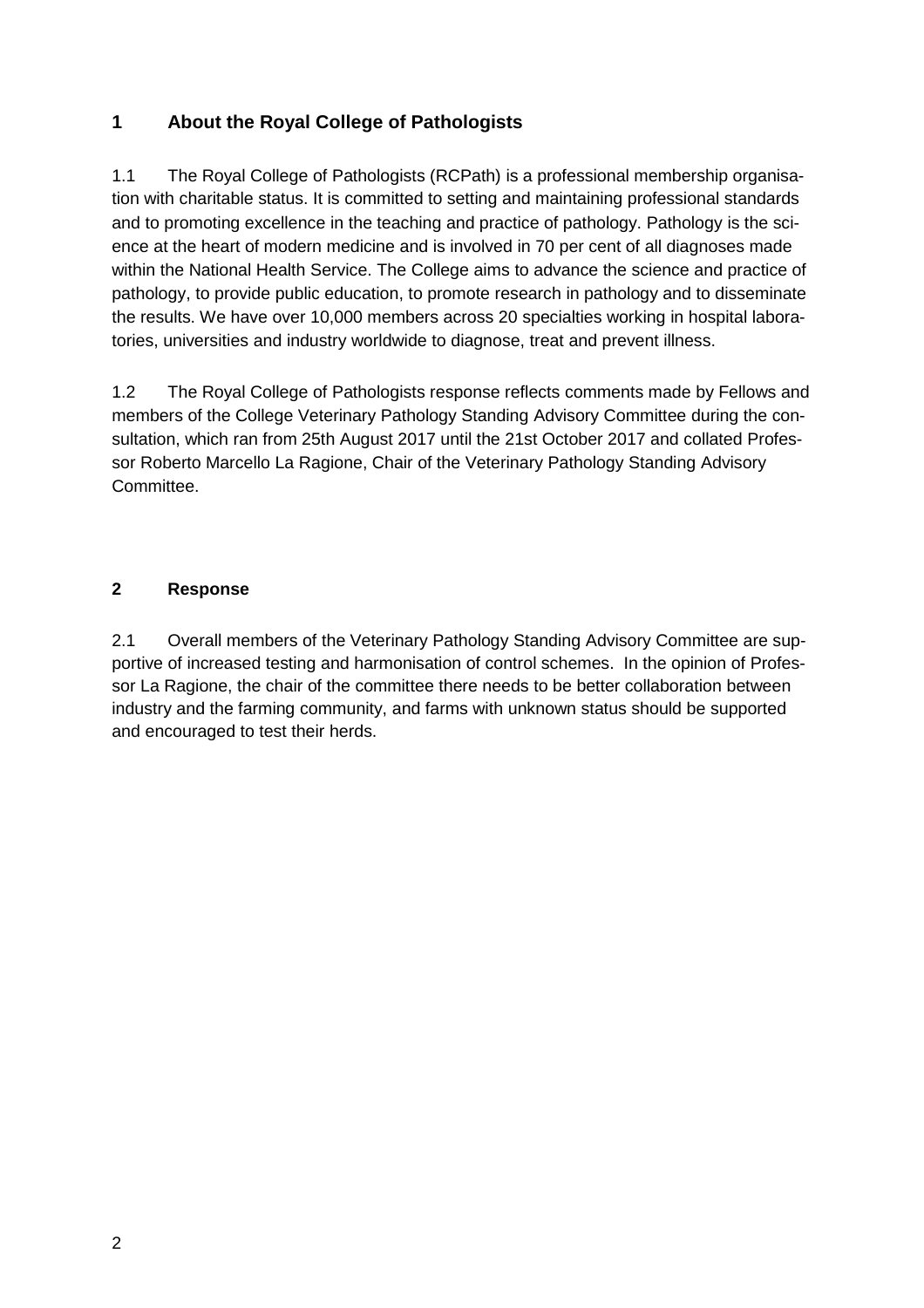## 1 About the Royal College of Pathologists

1.1 The Royal College of Pathologists (RCPath) is a professional membership organisation with charitable status. It is committed to setting and maintaining professional standards and to promoting excellence in the teaching and practice of pathology. Pathology is the science at the heart of modern medicine and is involved in 70 per cent of all diagnoses made within the National Health Service. The College aims to advance the science and practice of pathology, to provide public education, to promote research in pathology and to disseminate the results. We have over 10,000 members across 20 specialties working in hospital laboratories, universities and industry worldwide to diagnose, treat and prevent illness.

1.2 The Royal College of Pathologists response reflects comments made by Fellows and members of the College Veterinary Pathology Standing Advisory Committee during the consultation, which ran from 25th August 2017 until the 21st October 2017 and collated Professor Roberto Marcello La Ragione, Chair of the Veterinary Pathology Standing Advisory Committee.

## 2 Response

2.1 Overall members of the Veterinary Pathology Standing Advisory Committee are supportive of increased testing and harmonisation of control schemes. In the opinion of Professor La Ragione, the chair of the committee there needs to be better collaboration between industry and the farming community, and farms with unknown status should be supported and encouraged to test their herds.